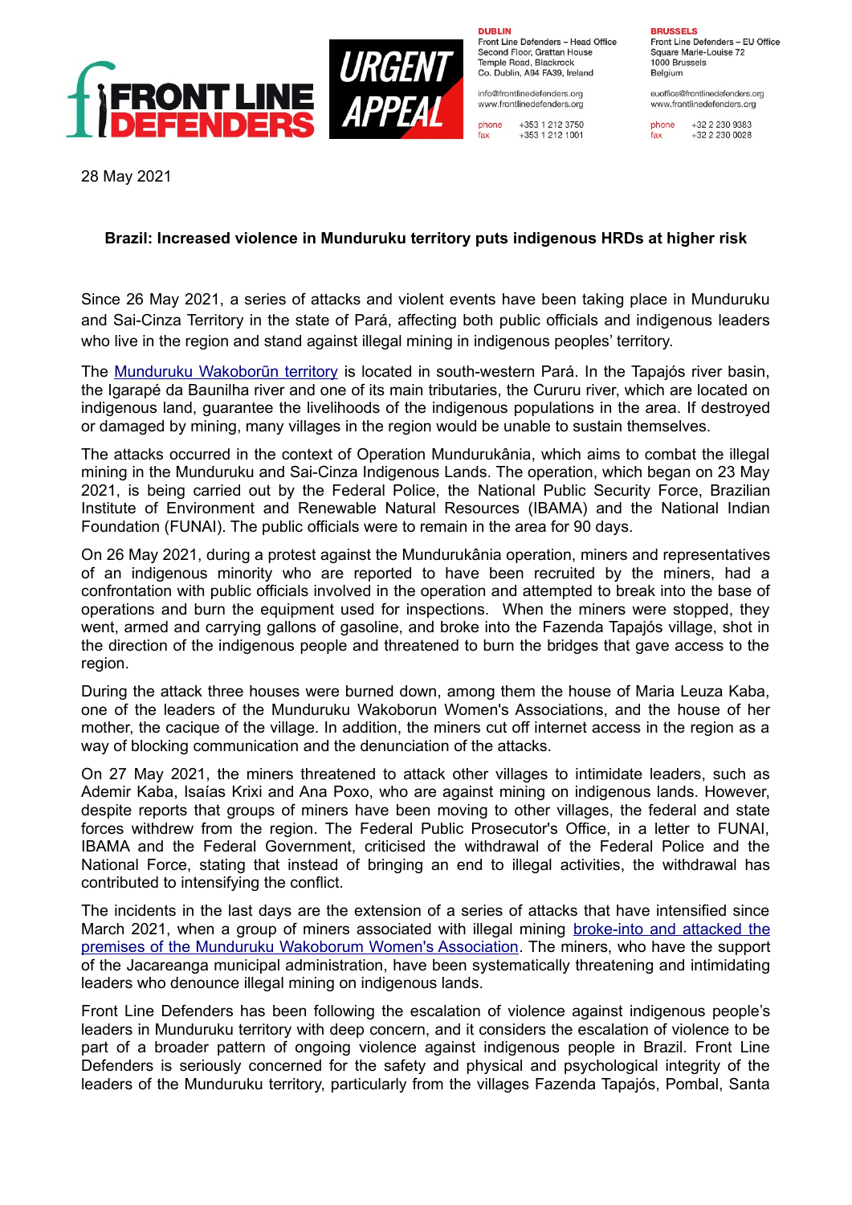FRONT LINE DEFENDERS

URGENT APPEAL

**DUBLIN**
Front Line Defenders – Head Office
Second Floor, Grattan House
Temple Road, Blackrock
Co. Dublin, A94 FA39, Ireland

info@frontlinedefenders.org
www.frontlinedefenders.org

phone +353 1 212 3750
fax +353 1 212 1001

**BRUSSELS**
Front Line Defenders – EU Office
Square Marie-Louise 72
1000 Brussels
Belgium

euoffice@frontlinedefenders.org
www.frontlinedefenders.org

phone +32 2 230 9383
fax +32 2 230 0028

28 May 2021

**Brazil: Increased violence in Munduruku territory puts indigenous HRDs at higher risk**

Since 26 May 2021, a series of attacks and violent events have been taking place in Munduruku and Sai-Cinza Territory in the state of Pará, affecting both public officials and indigenous leaders who live in the region and stand against illegal mining in indigenous peoples' territory.

The Munduruku Wakoborũn territory is located in south-western Pará. In the Tapajós river basin, the Igarapé da Baunilha river and one of its main tributaries, the Cururu river, which are located on indigenous land, guarantee the livelihoods of the indigenous populations in the area. If destroyed or damaged by mining, many villages in the region would be unable to sustain themselves.

The attacks occurred in the context of Operation Mundurukânia, which aims to combat the illegal mining in the Munduruku and Sai-Cinza Indigenous Lands. The operation, which began on 23 May 2021, is being carried out by the Federal Police, the National Public Security Force, Brazilian Institute of Environment and Renewable Natural Resources (IBAMA) and the National Indian Foundation (FUNAI). The public officials were to remain in the area for 90 days.

On 26 May 2021, during a protest against the Mundurukânia operation, miners and representatives of an indigenous minority who are reported to have been recruited by the miners, had a confrontation with public officials involved in the operation and attempted to break into the base of operations and burn the equipment used for inspections. When the miners were stopped, they went, armed and carrying gallons of gasoline, and broke into the Fazenda Tapajós village, shot in the direction of the indigenous people and threatened to burn the bridges that gave access to the region.

During the attack three houses were burned down, among them the house of Maria Leuza Kaba, one of the leaders of the Munduruku Wakoborun Women's Associations, and the house of her mother, the cacique of the village. In addition, the miners cut off internet access in the region as a way of blocking communication and the denunciation of the attacks.

On 27 May 2021, the miners threatened to attack other villages to intimidate leaders, such as Ademir Kaba, Isaías Krixi and Ana Poxo, who are against mining on indigenous lands. However, despite reports that groups of miners have been moving to other villages, the federal and state forces withdrew from the region. The Federal Public Prosecutor's Office, in a letter to FUNAI, IBAMA and the Federal Government, criticised the withdrawal of the Federal Police and the National Force, stating that instead of bringing an end to illegal activities, the withdrawal has contributed to intensifying the conflict.

The incidents in the last days are the extension of a series of attacks that have intensified since March 2021, when a group of miners associated with illegal mining broke-into and attacked the premises of the Munduruku Wakoborum Women's Association. The miners, who have the support of the Jacareanga municipal administration, have been systematically threatening and intimidating leaders who denounce illegal mining on indigenous lands.

Front Line Defenders has been following the escalation of violence against indigenous people's leaders in Munduruku territory with deep concern, and it considers the escalation of violence to be part of a broader pattern of ongoing violence against indigenous people in Brazil. Front Line Defenders is seriously concerned for the safety and physical and psychological integrity of the leaders of the Munduruku territory, particularly from the villages Fazenda Tapajós, Pombal, Santa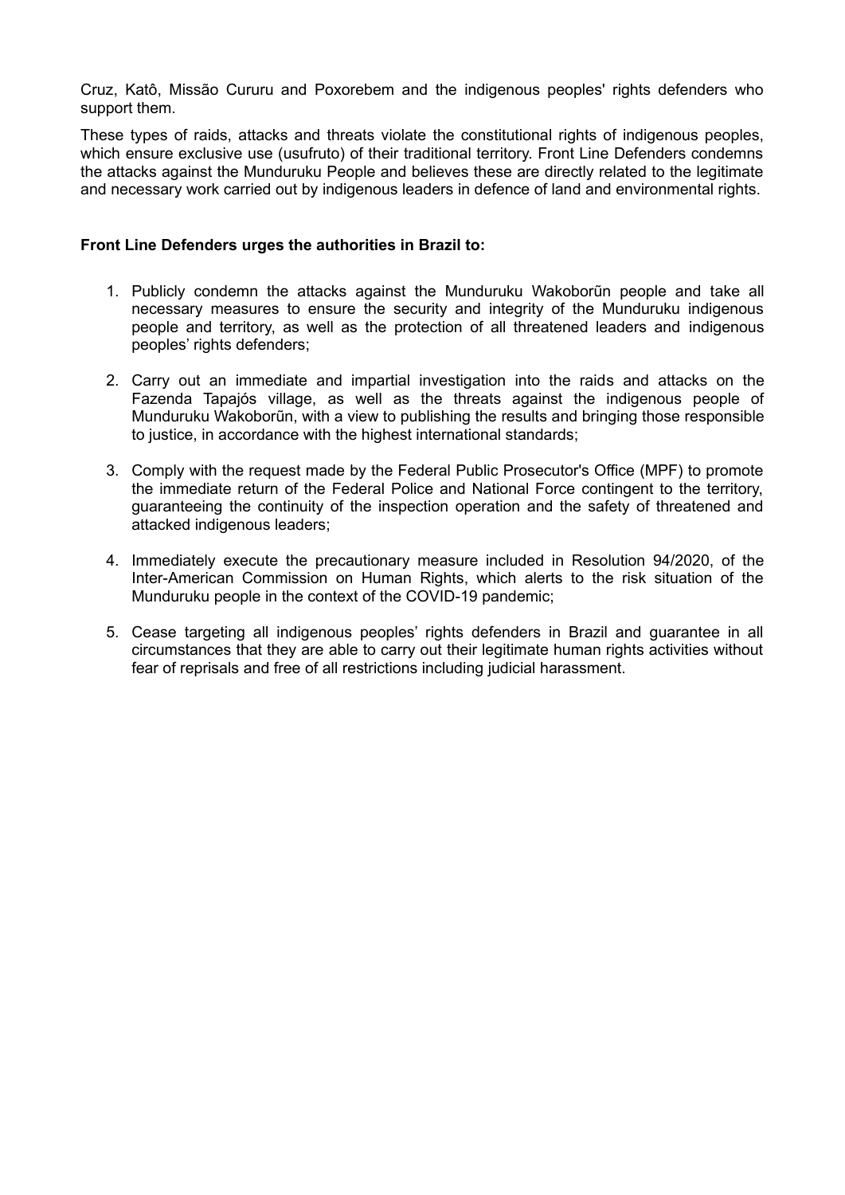Cruz, Katô, Missão Cururu and Poxorebem and the indigenous peoples' rights defenders who support them.

These types of raids, attacks and threats violate the constitutional rights of indigenous peoples, which ensure exclusive use (usufruto) of their traditional territory. Front Line Defenders condemns the attacks against the Munduruku People and believes these are directly related to the legitimate and necessary work carried out by indigenous leaders in defence of land and environmental rights.

**Front Line Defenders urges the authorities in Brazil to:**

1. Publicly condemn the attacks against the Munduruku Wakoborũn people and take all necessary measures to ensure the security and integrity of the Munduruku indigenous people and territory, as well as the protection of all threatened leaders and indigenous peoples' rights defenders;

2. Carry out an immediate and impartial investigation into the raids and attacks on the Fazenda Tapajós village, as well as the threats against the indigenous people of Munduruku Wakoborũn, with a view to publishing the results and bringing those responsible to justice, in accordance with the highest international standards;

3. Comply with the request made by the Federal Public Prosecutor's Office (MPF) to promote the immediate return of the Federal Police and National Force contingent to the territory, guaranteeing the continuity of the inspection operation and the safety of threatened and attacked indigenous leaders;

4. Immediately execute the precautionary measure included in Resolution 94/2020, of the Inter-American Commission on Human Rights, which alerts to the risk situation of the Munduruku people in the context of the COVID-19 pandemic;

5. Cease targeting all indigenous peoples' rights defenders in Brazil and guarantee in all circumstances that they are able to carry out their legitimate human rights activities without fear of reprisals and free of all restrictions including judicial harassment.